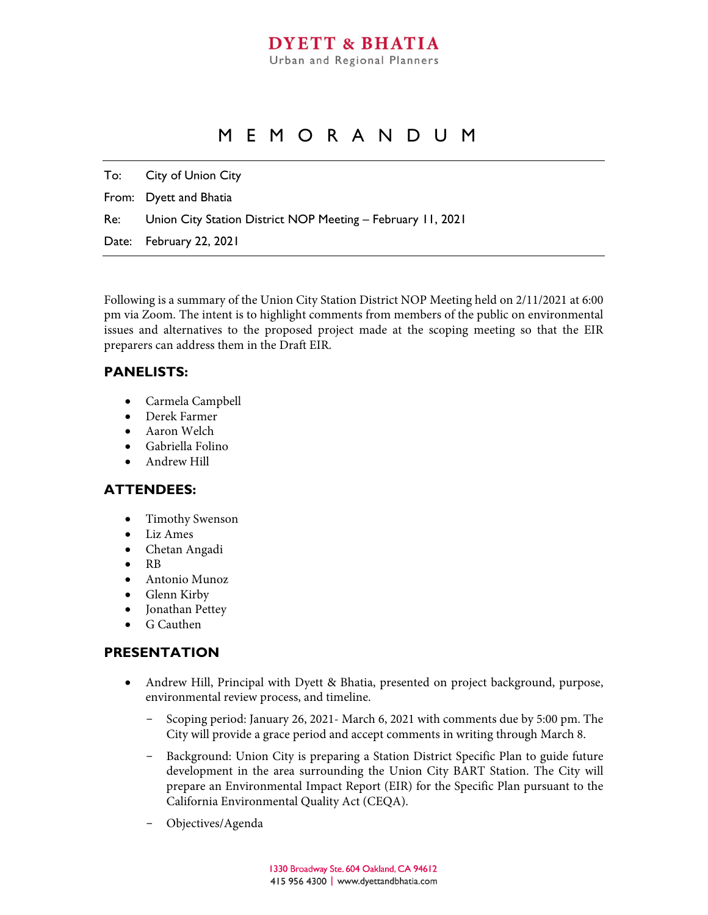**DYETT & BHATIA**
Urban and Regional Planners

# MEMORANDUM

To: City of Union City

From: Dyett and Bhatia

Re: Union City Station District NOP Meeting – February 11, 2021

Date: February 22, 2021

---

Following is a summary of the Union City Station District NOP Meeting held on 2/11/2021 at 6:00 pm via Zoom. The intent is to highlight comments from members of the public on environmental issues and alternatives to the proposed project made at the scoping meeting so that the EIR preparers can address them in the Draft EIR.

## PANELISTS:

- Carmela Campbell
- Derek Farmer
- Aaron Welch
- Gabriella Folino
- Andrew Hill

## ATTENDEES:

- Timothy Swenson
- Liz Ames
- Chetan Angadi
- RB
- Antonio Munoz
- Glenn Kirby
- Jonathan Pettey
- G Cauthen

## PRESENTATION

- Andrew Hill, Principal with Dyett & Bhatia, presented on project background, purpose, environmental review process, and timeline.
  - Scoping period: January 26, 2021- March 6, 2021 with comments due by 5:00 pm. The City will provide a grace period and accept comments in writing through March 8.
  - Background: Union City is preparing a Station District Specific Plan to guide future development in the area surrounding the Union City BART Station. The City will prepare an Environmental Impact Report (EIR) for the Specific Plan pursuant to the California Environmental Quality Act (CEQA).
  - Objectives/Agenda

1330 Broadway Ste. 604 Oakland, CA 94612
415 956 4300 | www.dyettandbhatia.com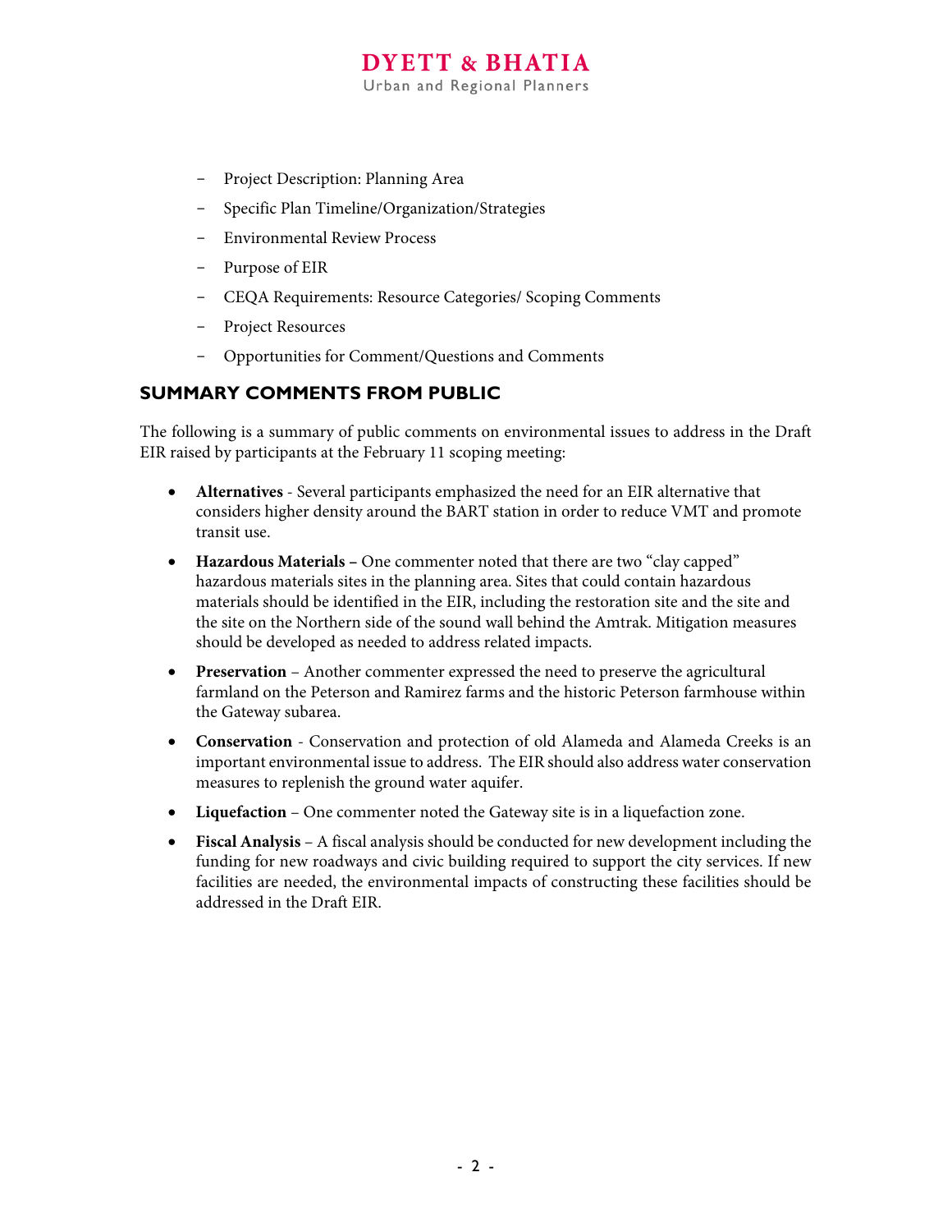- Project Description: Planning Area
- Specific Plan Timeline/Organization/Strategies
- Environmental Review Process
- Purpose of EIR
- CEQA Requirements: Resource Categories/ Scoping Comments
- Project Resources
- Opportunities for Comment/Questions and Comments

## SUMMARY COMMENTS FROM PUBLIC

The following is a summary of public comments on environmental issues to address in the Draft EIR raised by participants at the February 11 scoping meeting:

- **Alternatives** - Several participants emphasized the need for an EIR alternative that considers higher density around the BART station in order to reduce VMT and promote transit use.
- **Hazardous Materials –** One commenter noted that there are two "clay capped" hazardous materials sites in the planning area. Sites that could contain hazardous materials should be identified in the EIR, including the restoration site and the site and the site on the Northern side of the sound wall behind the Amtrak. Mitigation measures should be developed as needed to address related impacts.
- **Preservation** – Another commenter expressed the need to preserve the agricultural farmland on the Peterson and Ramirez farms and the historic Peterson farmhouse within the Gateway subarea.
- **Conservation** - Conservation and protection of old Alameda and Alameda Creeks is an important environmental issue to address. The EIR should also address water conservation measures to replenish the ground water aquifer.
- **Liquefaction** – One commenter noted the Gateway site is in a liquefaction zone.
- **Fiscal Analysis** – A fiscal analysis should be conducted for new development including the funding for new roadways and civic building required to support the city services. If new facilities are needed, the environmental impacts of constructing these facilities should be addressed in the Draft EIR.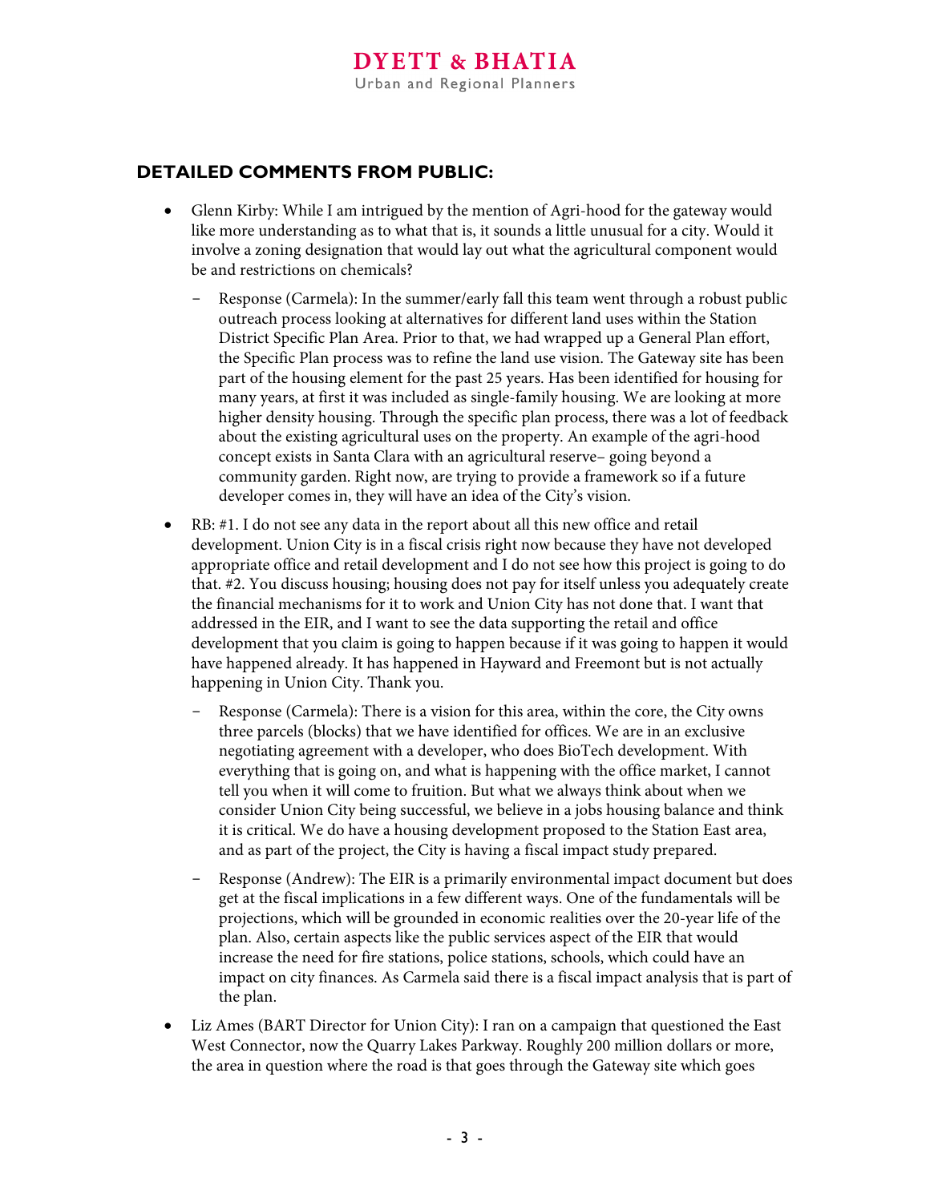## DETAILED COMMENTS FROM PUBLIC:

- Glenn Kirby: While I am intrigued by the mention of Agri-hood for the gateway would like more understanding as to what that is, it sounds a little unusual for a city. Would it involve a zoning designation that would lay out what the agricultural component would be and restrictions on chemicals?
  - Response (Carmela): In the summer/early fall this team went through a robust public outreach process looking at alternatives for different land uses within the Station District Specific Plan Area. Prior to that, we had wrapped up a General Plan effort, the Specific Plan process was to refine the land use vision. The Gateway site has been part of the housing element for the past 25 years. Has been identified for housing for many years, at first it was included as single-family housing. We are looking at more higher density housing. Through the specific plan process, there was a lot of feedback about the existing agricultural uses on the property. An example of the agri-hood concept exists in Santa Clara with an agricultural reserve– going beyond a community garden. Right now, are trying to provide a framework so if a future developer comes in, they will have an idea of the City's vision.
- RB: #1. I do not see any data in the report about all this new office and retail development. Union City is in a fiscal crisis right now because they have not developed appropriate office and retail development and I do not see how this project is going to do that. #2. You discuss housing; housing does not pay for itself unless you adequately create the financial mechanisms for it to work and Union City has not done that. I want that addressed in the EIR, and I want to see the data supporting the retail and office development that you claim is going to happen because if it was going to happen it would have happened already. It has happened in Hayward and Freemont but is not actually happening in Union City. Thank you.
  - Response (Carmela): There is a vision for this area, within the core, the City owns three parcels (blocks) that we have identified for offices. We are in an exclusive negotiating agreement with a developer, who does BioTech development. With everything that is going on, and what is happening with the office market, I cannot tell you when it will come to fruition. But what we always think about when we consider Union City being successful, we believe in a jobs housing balance and think it is critical. We do have a housing development proposed to the Station East area, and as part of the project, the City is having a fiscal impact study prepared.
  - Response (Andrew): The EIR is a primarily environmental impact document but does get at the fiscal implications in a few different ways. One of the fundamentals will be projections, which will be grounded in economic realities over the 20-year life of the plan. Also, certain aspects like the public services aspect of the EIR that would increase the need for fire stations, police stations, schools, which could have an impact on city finances. As Carmela said there is a fiscal impact analysis that is part of the plan.
- Liz Ames (BART Director for Union City): I ran on a campaign that questioned the East West Connector, now the Quarry Lakes Parkway. Roughly 200 million dollars or more, the area in question where the road is that goes through the Gateway site which goes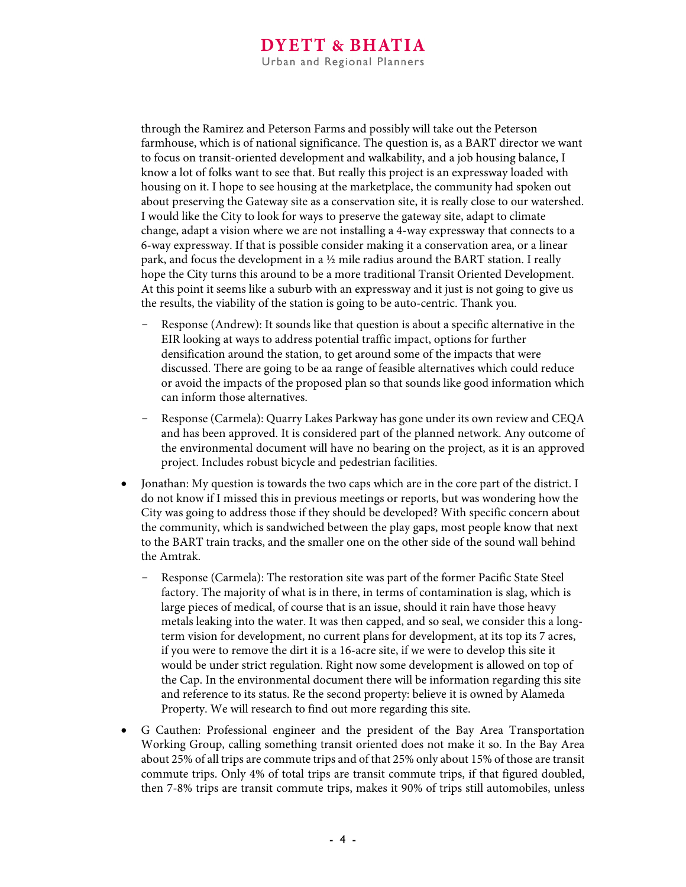through the Ramirez and Peterson Farms and possibly will take out the Peterson farmhouse, which is of national significance. The question is, as a BART director we want to focus on transit-oriented development and walkability, and a job housing balance, I know a lot of folks want to see that. But really this project is an expressway loaded with housing on it. I hope to see housing at the marketplace, the community had spoken out about preserving the Gateway site as a conservation site, it is really close to our watershed. I would like the City to look for ways to preserve the gateway site, adapt to climate change, adapt a vision where we are not installing a 4-way expressway that connects to a 6-way expressway. If that is possible consider making it a conservation area, or a linear park, and focus the development in a ½ mile radius around the BART station. I really hope the City turns this around to be a more traditional Transit Oriented Development. At this point it seems like a suburb with an expressway and it just is not going to give us the results, the viability of the station is going to be auto-centric. Thank you.

- Response (Andrew): It sounds like that question is about a specific alternative in the EIR looking at ways to address potential traffic impact, options for further densification around the station, to get around some of the impacts that were discussed. There are going to be aa range of feasible alternatives which could reduce or avoid the impacts of the proposed plan so that sounds like good information which can inform those alternatives.
- Response (Carmela): Quarry Lakes Parkway has gone under its own review and CEQA and has been approved. It is considered part of the planned network. Any outcome of the environmental document will have no bearing on the project, as it is an approved project. Includes robust bicycle and pedestrian facilities.

- Jonathan: My question is towards the two caps which are in the core part of the district. I do not know if I missed this in previous meetings or reports, but was wondering how the City was going to address those if they should be developed? With specific concern about the community, which is sandwiched between the play gaps, most people know that next to the BART train tracks, and the smaller one on the other side of the sound wall behind the Amtrak.
  - Response (Carmela): The restoration site was part of the former Pacific State Steel factory. The majority of what is in there, in terms of contamination is slag, which is large pieces of medical, of course that is an issue, should it rain have those heavy metals leaking into the water. It was then capped, and so seal, we consider this a long-term vision for development, no current plans for development, at its top its 7 acres, if you were to remove the dirt it is a 16-acre site, if we were to develop this site it would be under strict regulation. Right now some development is allowed on top of the Cap. In the environmental document there will be information regarding this site and reference to its status. Re the second property: believe it is owned by Alameda Property. We will research to find out more regarding this site.
- G Cauthen: Professional engineer and the president of the Bay Area Transportation Working Group, calling something transit oriented does not make it so. In the Bay Area about 25% of all trips are commute trips and of that 25% only about 15% of those are transit commute trips. Only 4% of total trips are transit commute trips, if that figured doubled, then 7-8% trips are transit commute trips, makes it 90% of trips still automobiles, unless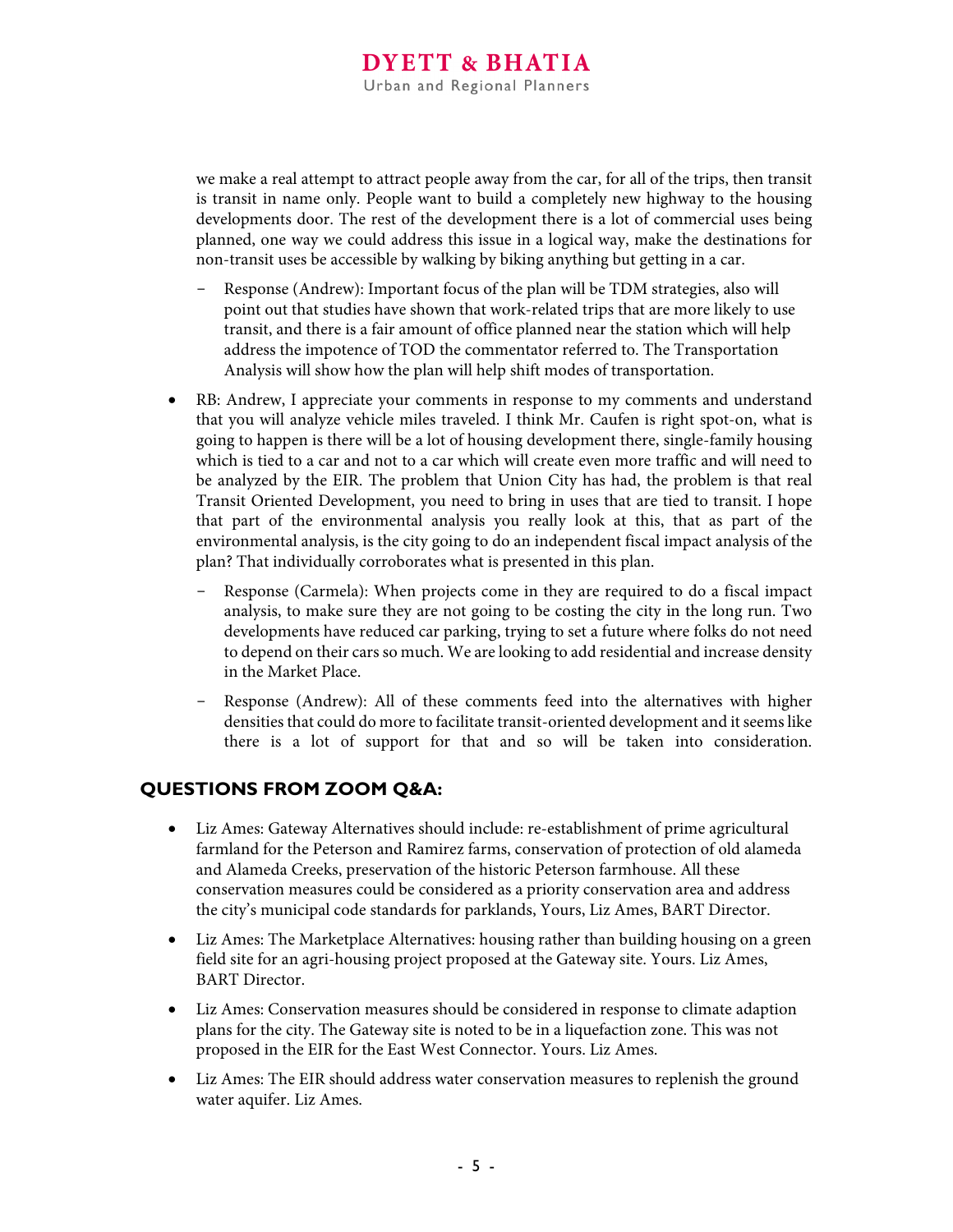we make a real attempt to attract people away from the car, for all of the trips, then transit is transit in name only. People want to build a completely new highway to the housing developments door. The rest of the development there is a lot of commercial uses being planned, one way we could address this issue in a logical way, make the destinations for non-transit uses be accessible by walking by biking anything but getting in a car.

- Response (Andrew): Important focus of the plan will be TDM strategies, also will point out that studies have shown that work-related trips that are more likely to use transit, and there is a fair amount of office planned near the station which will help address the impotence of TOD the commentator referred to. The Transportation Analysis will show how the plan will help shift modes of transportation.

- RB: Andrew, I appreciate your comments in response to my comments and understand that you will analyze vehicle miles traveled. I think Mr. Caufen is right spot-on, what is going to happen is there will be a lot of housing development there, single-family housing which is tied to a car and not to a car which will create even more traffic and will need to be analyzed by the EIR. The problem that Union City has had, the problem is that real Transit Oriented Development, you need to bring in uses that are tied to transit. I hope that part of the environmental analysis you really look at this, that as part of the environmental analysis, is the city going to do an independent fiscal impact analysis of the plan? That individually corroborates what is presented in this plan.
  - Response (Carmela): When projects come in they are required to do a fiscal impact analysis, to make sure they are not going to be costing the city in the long run. Two developments have reduced car parking, trying to set a future where folks do not need to depend on their cars so much. We are looking to add residential and increase density in the Market Place.
  - Response (Andrew): All of these comments feed into the alternatives with higher densities that could do more to facilitate transit-oriented development and it seems like there is a lot of support for that and so will be taken into consideration.

## QUESTIONS FROM ZOOM Q&A:

- Liz Ames: Gateway Alternatives should include: re-establishment of prime agricultural farmland for the Peterson and Ramirez farms, conservation of protection of old alameda and Alameda Creeks, preservation of the historic Peterson farmhouse. All these conservation measures could be considered as a priority conservation area and address the city's municipal code standards for parklands, Yours, Liz Ames, BART Director.
- Liz Ames: The Marketplace Alternatives: housing rather than building housing on a green field site for an agri-housing project proposed at the Gateway site. Yours. Liz Ames, BART Director.
- Liz Ames: Conservation measures should be considered in response to climate adaption plans for the city. The Gateway site is noted to be in a liquefaction zone. This was not proposed in the EIR for the East West Connector. Yours. Liz Ames.
- Liz Ames: The EIR should address water conservation measures to replenish the ground water aquifer. Liz Ames.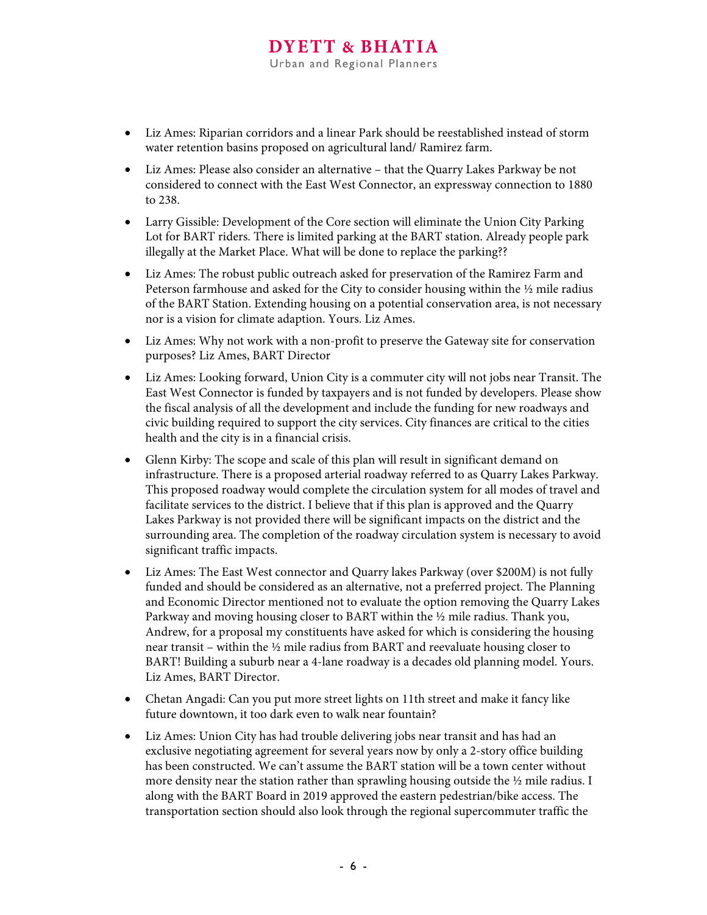- Liz Ames: Riparian corridors and a linear Park should be reestablished instead of storm water retention basins proposed on agricultural land/ Ramirez farm.
- Liz Ames: Please also consider an alternative – that the Quarry Lakes Parkway be not considered to connect with the East West Connector, an expressway connection to 1880 to 238.
- Larry Gissible: Development of the Core section will eliminate the Union City Parking Lot for BART riders. There is limited parking at the BART station. Already people park illegally at the Market Place. What will be done to replace the parking??
- Liz Ames: The robust public outreach asked for preservation of the Ramirez Farm and Peterson farmhouse and asked for the City to consider housing within the ½ mile radius of the BART Station. Extending housing on a potential conservation area, is not necessary nor is a vision for climate adaption. Yours. Liz Ames.
- Liz Ames: Why not work with a non-profit to preserve the Gateway site for conservation purposes? Liz Ames, BART Director
- Liz Ames: Looking forward, Union City is a commuter city will not jobs near Transit. The East West Connector is funded by taxpayers and is not funded by developers. Please show the fiscal analysis of all the development and include the funding for new roadways and civic building required to support the city services. City finances are critical to the cities health and the city is in a financial crisis.
- Glenn Kirby: The scope and scale of this plan will result in significant demand on infrastructure. There is a proposed arterial roadway referred to as Quarry Lakes Parkway. This proposed roadway would complete the circulation system for all modes of travel and facilitate services to the district. I believe that if this plan is approved and the Quarry Lakes Parkway is not provided there will be significant impacts on the district and the surrounding area. The completion of the roadway circulation system is necessary to avoid significant traffic impacts.
- Liz Ames: The East West connector and Quarry lakes Parkway (over $200M) is not fully funded and should be considered as an alternative, not a preferred project. The Planning and Economic Director mentioned not to evaluate the option removing the Quarry Lakes Parkway and moving housing closer to BART within the ½ mile radius. Thank you, Andrew, for a proposal my constituents have asked for which is considering the housing near transit – within the ½ mile radius from BART and reevaluate housing closer to BART! Building a suburb near a 4-lane roadway is a decades old planning model. Yours. Liz Ames, BART Director.
- Chetan Angadi: Can you put more street lights on 11th street and make it fancy like future downtown, it too dark even to walk near fountain?
- Liz Ames: Union City has had trouble delivering jobs near transit and has had an exclusive negotiating agreement for several years now by only a 2-story office building has been constructed. We can't assume the BART station will be a town center without more density near the station rather than sprawling housing outside the ½ mile radius. I along with the BART Board in 2019 approved the eastern pedestrian/bike access. The transportation section should also look through the regional supercommuter traffic the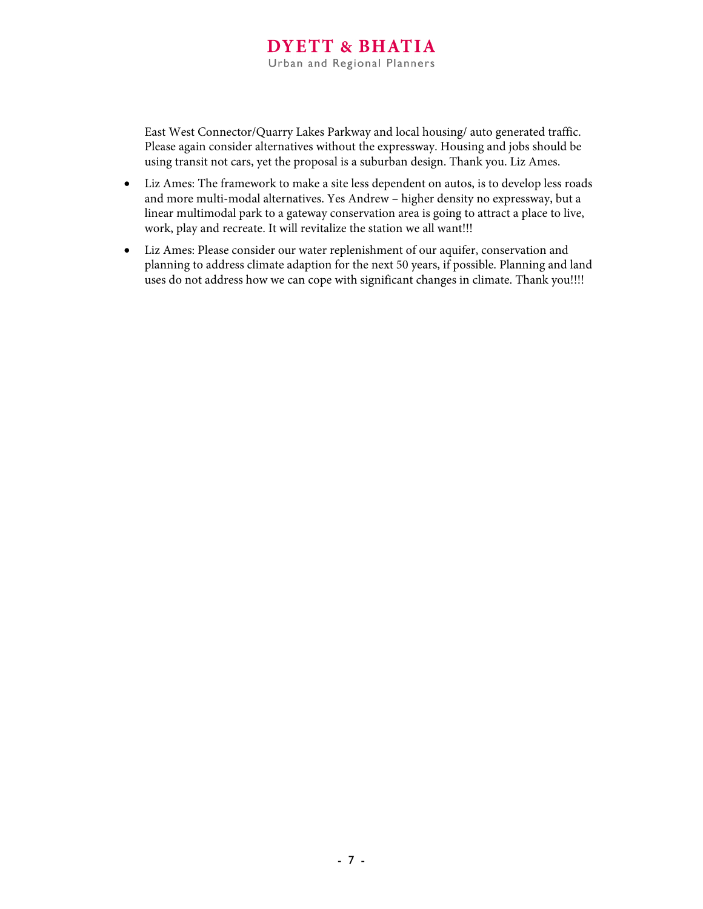East West Connector/Quarry Lakes Parkway and local housing/ auto generated traffic. Please again consider alternatives without the expressway. Housing and jobs should be using transit not cars, yet the proposal is a suburban design. Thank you. Liz Ames.

- Liz Ames: The framework to make a site less dependent on autos, is to develop less roads and more multi-modal alternatives. Yes Andrew – higher density no expressway, but a linear multimodal park to a gateway conservation area is going to attract a place to live, work, play and recreate. It will revitalize the station we all want!!!
- Liz Ames: Please consider our water replenishment of our aquifer, conservation and planning to address climate adaption for the next 50 years, if possible. Planning and land uses do not address how we can cope with significant changes in climate. Thank you!!!!